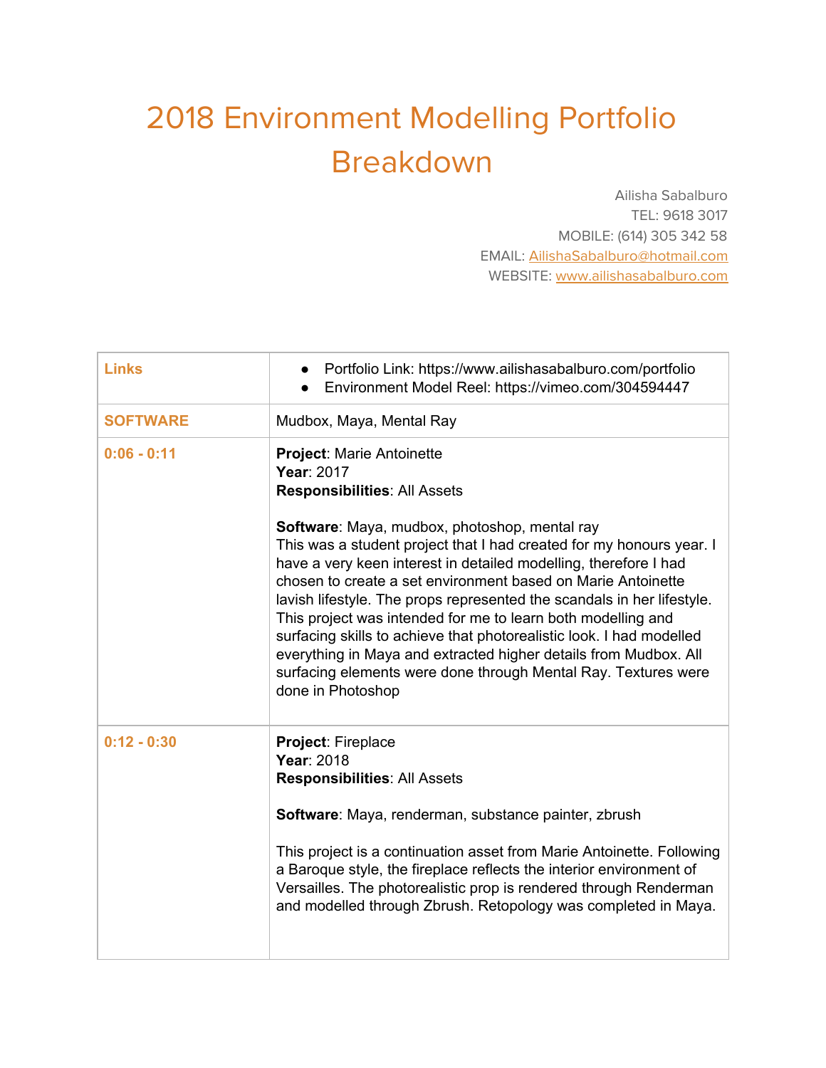# 2018 Environment Modelling Portfolio Breakdown

Ailisha Sabalburo
TEL: 9618 3017
MOBILE: (614) 305 342 58
EMAIL: AilishaSabalburo@hotmail.com
WEBSITE: www.ailishasabalburo.com

| **Links** | • Portfolio Link: https://www.ailishasabalburo.com/portfolio<br>• Environment Model Reel: https://vimeo.com/304594447 |
|---|---|
| **SOFTWARE** | Mudbox, Maya, Mental Ray |
| **0:06 - 0:11** | **Project**: Marie Antoinette<br>**Year**: 2017<br>**Responsibilities**: All Assets<br><br>**Software**: Maya, mudbox, photoshop, mental ray<br>This was a student project that I had created for my honours year. I have a very keen interest in detailed modelling, therefore I had chosen to create a set environment based on Marie Antoinette lavish lifestyle. The props represented the scandals in her lifestyle. This project was intended for me to learn both modelling and surfacing skills to achieve that photorealistic look. I had modelled everything in Maya and extracted higher details from Mudbox. All surfacing elements were done through Mental Ray. Textures were done in Photoshop |
| **0:12 - 0:30** | **Project**: Fireplace<br>**Year**: 2018<br>**Responsibilities**: All Assets<br><br>**Software**: Maya, renderman, substance painter, zbrush<br><br>This project is a continuation asset from Marie Antoinette. Following a Baroque style, the fireplace reflects the interior environment of Versailles. The photorealistic prop is rendered through Renderman and modelled through Zbrush. Retopology was completed in Maya. |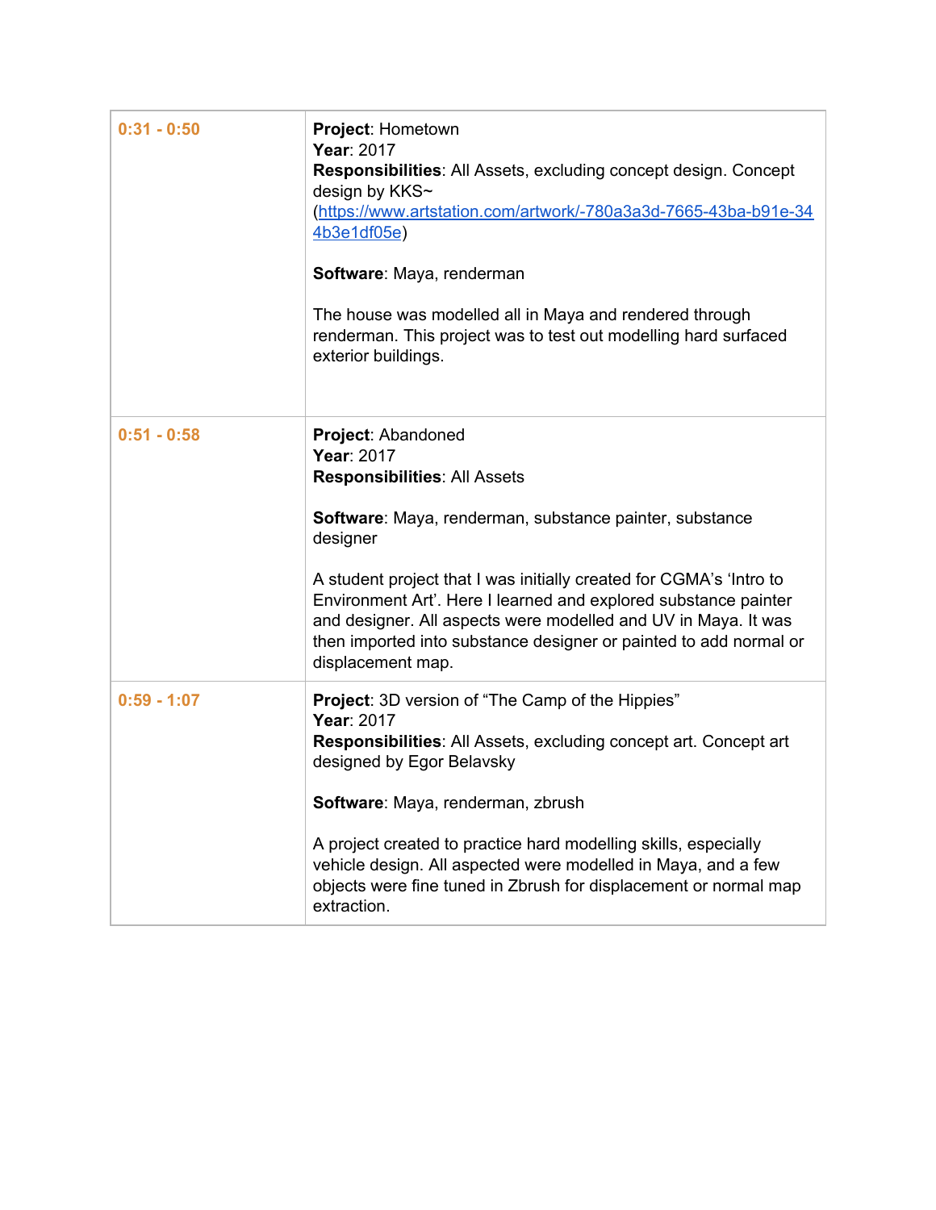| | |
|---|---|
| **0:31 - 0:50** | **Project**: Hometown<br>**Year**: 2017<br>**Responsibilities**: All Assets, excluding concept design. Concept design by KKS~ ([https://www.artstation.com/artwork/-780a3a3d-7665-43ba-b91e-344b3e1df05e](https://www.artstation.com/artwork/-780a3a3d-7665-43ba-b91e-344b3e1df05e))<br><br>**Software**: Maya, renderman<br><br>The house was modelled all in Maya and rendered through renderman. This project was to test out modelling hard surfaced exterior buildings. |
| **0:51 - 0:58** | **Project**: Abandoned<br>**Year**: 2017<br>**Responsibilities**: All Assets<br><br>**Software**: Maya, renderman, substance painter, substance designer<br><br>A student project that I was initially created for CGMA's 'Intro to Environment Art'. Here I learned and explored substance painter and designer. All aspects were modelled and UV in Maya. It was then imported into substance designer or painted to add normal or displacement map. |
| **0:59 - 1:07** | **Project**: 3D version of "The Camp of the Hippies"<br>**Year**: 2017<br>**Responsibilities**: All Assets, excluding concept art. Concept art designed by Egor Belavsky<br><br>**Software**: Maya, renderman, zbrush<br><br>A project created to practice hard modelling skills, especially vehicle design. All aspected were modelled in Maya, and a few objects were fine tuned in Zbrush for displacement or normal map extraction. |